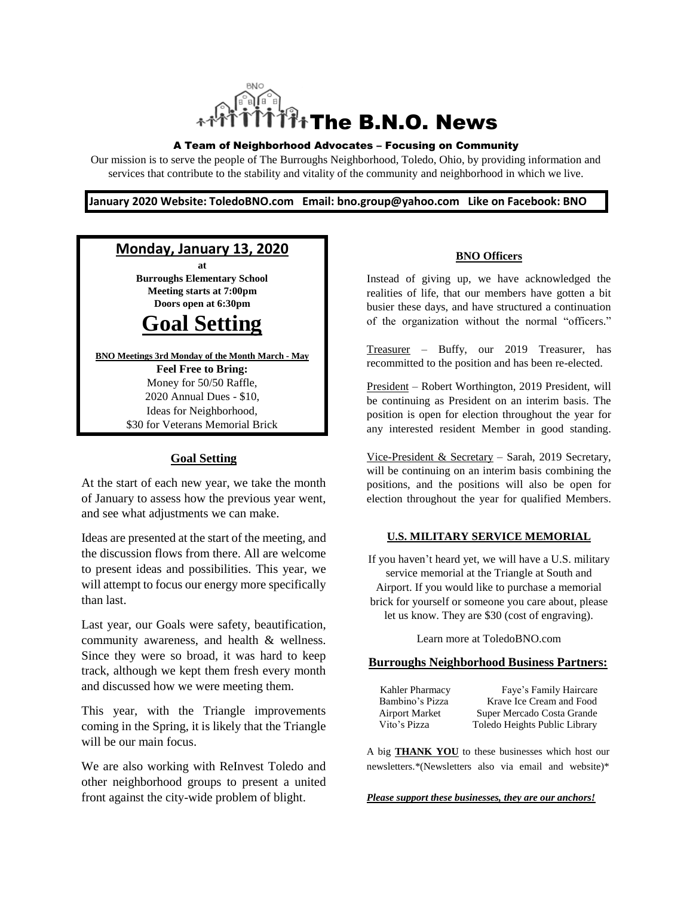# The B.N.O. News

**A Team of Neighborhood Advocates – Focusing on Community**

Our mission is to serve the people of The Burroughs Neighborhood, Toledo, Ohio, by providing information and services that contribute to the stability and vitality of the community and neighborhood in which we live.

**January 2020 Website: ToledoBNO.com Email: bno.group@yahoo.com Like on Facebook: BNO**

## Monday, January 13, 2020

**at**
**Burroughs Elementary School**
**Meeting starts at 7:00pm**
**Doors open at 6:30pm**

# Goal Setting

**BNO Meetings 3rd Monday of the Month March - May**

**Feel Free to Bring:**
Money for 50/50 Raffle,
2020 Annual Dues - $10,
Ideas for Neighborhood,
$30 for Veterans Memorial Brick

### Goal Setting

At the start of each new year, we take the month of January to assess how the previous year went, and see what adjustments we can make.

Ideas are presented at the start of the meeting, and the discussion flows from there. All are welcome to present ideas and possibilities. This year, we will attempt to focus our energy more specifically than last.

Last year, our Goals were safety, beautification, community awareness, and health & wellness. Since they were so broad, it was hard to keep track, although we kept them fresh every month and discussed how we were meeting them.

This year, with the Triangle improvements coming in the Spring, it is likely that the Triangle will be our main focus.

We are also working with ReInvest Toledo and other neighborhood groups to present a united front against the city-wide problem of blight.

### BNO Officers

Instead of giving up, we have acknowledged the realities of life, that our members have gotten a bit busier these days, and have structured a continuation of the organization without the normal "officers."

Treasurer – Buffy, our 2019 Treasurer, has recommitted to the position and has been re-elected.

President – Robert Worthington, 2019 President, will be continuing as President on an interim basis. The position is open for election throughout the year for any interested resident Member in good standing.

Vice-President & Secretary – Sarah, 2019 Secretary, will be continuing on an interim basis combining the positions, and the positions will also be open for election throughout the year for qualified Members.

### U.S. MILITARY SERVICE MEMORIAL

If you haven't heard yet, we will have a U.S. military service memorial at the Triangle at South and Airport. If you would like to purchase a memorial brick for yourself or someone you care about, please let us know. They are $30 (cost of engraving).

Learn more at ToledoBNO.com

### Burroughs Neighborhood Business Partners:

| | |
|---|---|
| Kahler Pharmacy | Faye's Family Haircare |
| Bambino's Pizza | Krave Ice Cream and Food |
| Airport Market | Super Mercado Costa Grande |
| Vito's Pizza | Toledo Heights Public Library |

A big **THANK YOU** to these businesses which host our newsletters.*(Newsletters also via email and website)*

***Please support these businesses, they are our anchors!***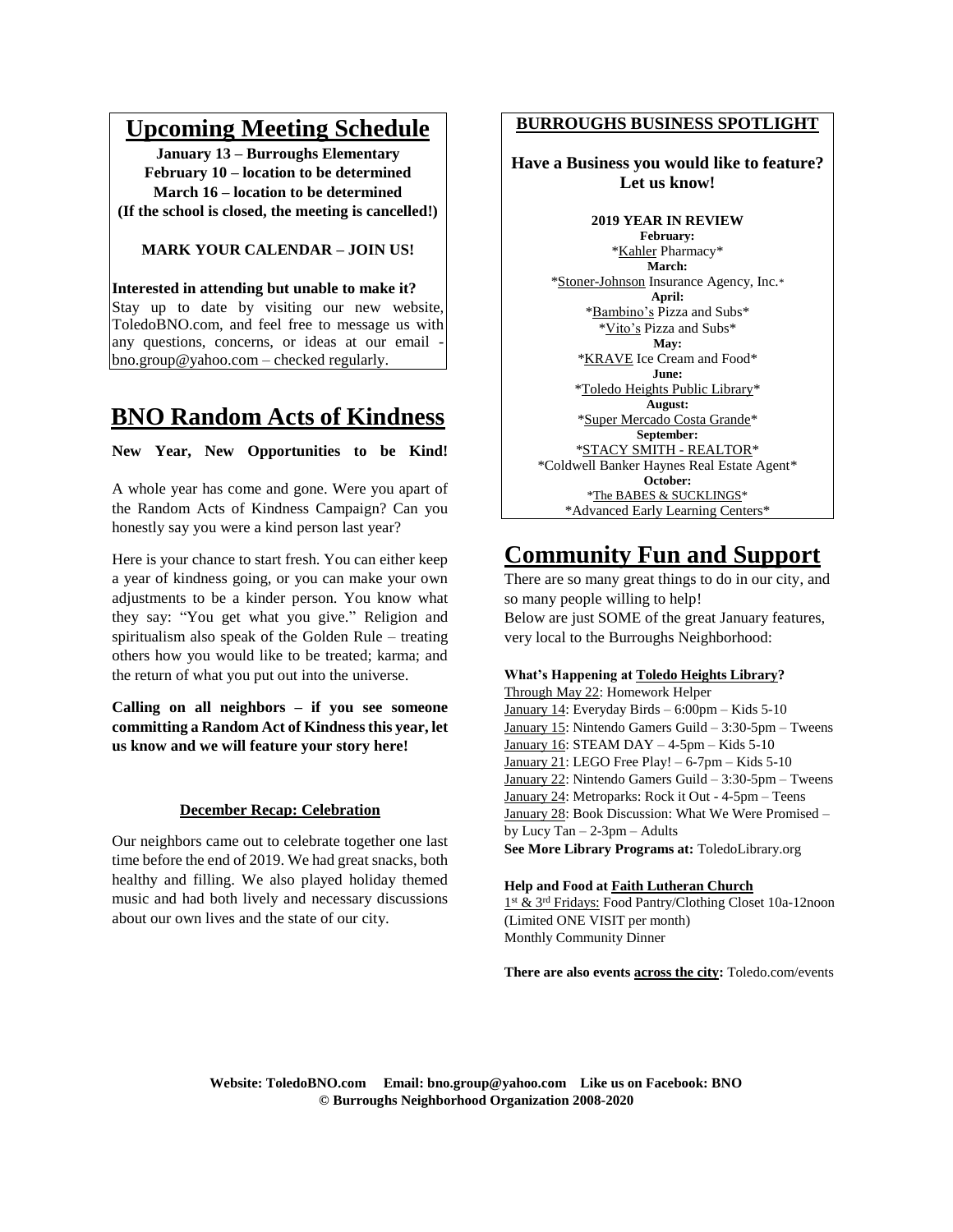## Upcoming Meeting Schedule

**January 13 – Burroughs Elementary**
**February 10 – location to be determined**
**March 16 – location to be determined**
**(If the school is closed, the meeting is cancelled!)**

**MARK YOUR CALENDAR – JOIN US!**

**Interested in attending but unable to make it?**
Stay up to date by visiting our new website, ToledoBNO.com, and feel free to message us with any questions, concerns, or ideas at our email - bno.group@yahoo.com – checked regularly.

## BNO Random Acts of Kindness

**New Year, New Opportunities to be Kind!**

A whole year has come and gone. Were you apart of the Random Acts of Kindness Campaign? Can you honestly say you were a kind person last year?

Here is your chance to start fresh. You can either keep a year of kindness going, or you can make your own adjustments to be a kinder person. You know what they say: "You get what you give." Religion and spiritualism also speak of the Golden Rule – treating others how you would like to be treated; karma; and the return of what you put out into the universe.

**Calling on all neighbors – if you see someone committing a Random Act of Kindness this year, let us know and we will feature your story here!**

### December Recap: Celebration

Our neighbors came out to celebrate together one last time before the end of 2019. We had great snacks, both healthy and filling. We also played holiday themed music and had both lively and necessary discussions about our own lives and the state of our city.

### BURROUGHS BUSINESS SPOTLIGHT

**Have a Business you would like to feature? Let us know!**

**2019 YEAR IN REVIEW**

**February:**
*Kahler Pharmacy*

**March:**
*Stoner-Johnson Insurance Agency, Inc.*

**April:**
*Bambino's Pizza and Subs*
*Vito's Pizza and Subs*

**May:**
*KRAVE Ice Cream and Food*

**June:**
*Toledo Heights Public Library*

**August:**
*Super Mercado Costa Grande*

**September:**
*STACY SMITH - REALTOR*
*Coldwell Banker Haynes Real Estate Agent*

**October:**
*The BABES & SUCKLINGS*
*Advanced Early Learning Centers*

## Community Fun and Support

There are so many great things to do in our city, and so many people willing to help!
Below are just SOME of the great January features, very local to the Burroughs Neighborhood:

**What's Happening at Toledo Heights Library?**
Through May 22: Homework Helper
January 14: Everyday Birds – 6:00pm – Kids 5-10
January 15: Nintendo Gamers Guild – 3:30-5pm – Tweens
January 16: STEAM DAY – 4-5pm – Kids 5-10
January 21: LEGO Free Play! – 6-7pm – Kids 5-10
January 22: Nintendo Gamers Guild – 3:30-5pm – Tweens
January 24: Metroparks: Rock it Out - 4-5pm – Teens
January 28: Book Discussion: What We Were Promised – by Lucy Tan – 2-3pm – Adults
**See More Library Programs at:** ToledoLibrary.org

**Help and Food at Faith Lutheran Church**
1st & 3rd Fridays: Food Pantry/Clothing Closet 10a-12noon (Limited ONE VISIT per month)
Monthly Community Dinner

**There are also events across the city:** Toledo.com/events

**Website: ToledoBNO.com Email: bno.group@yahoo.com Like us on Facebook: BNO**
**© Burroughs Neighborhood Organization 2008-2020**